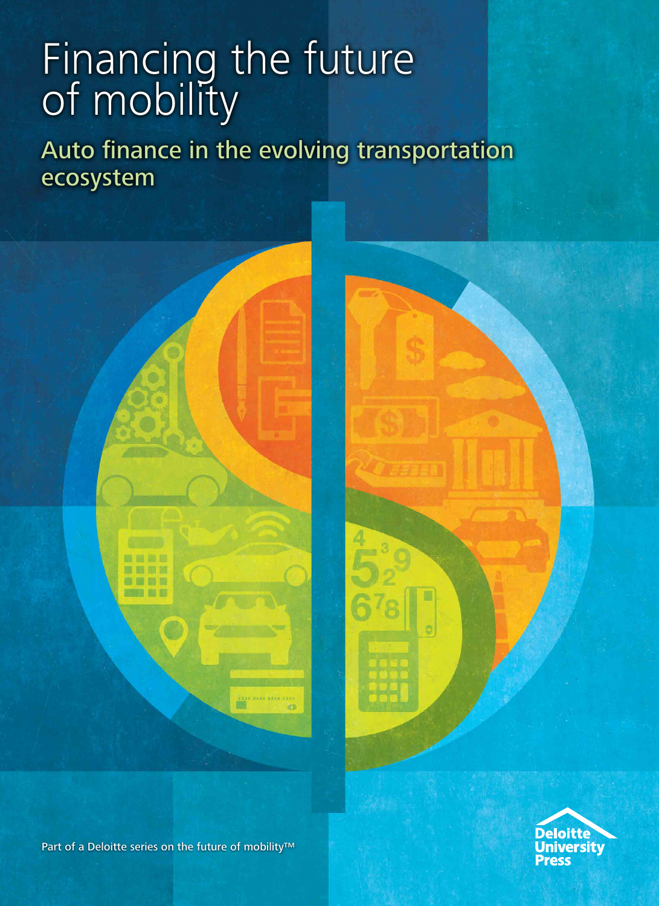# Financing the future of mobility

## Auto finance in the evolving transportation ecosystem

Part of a Deloitte series on the future of mobility™

Deloitte University Press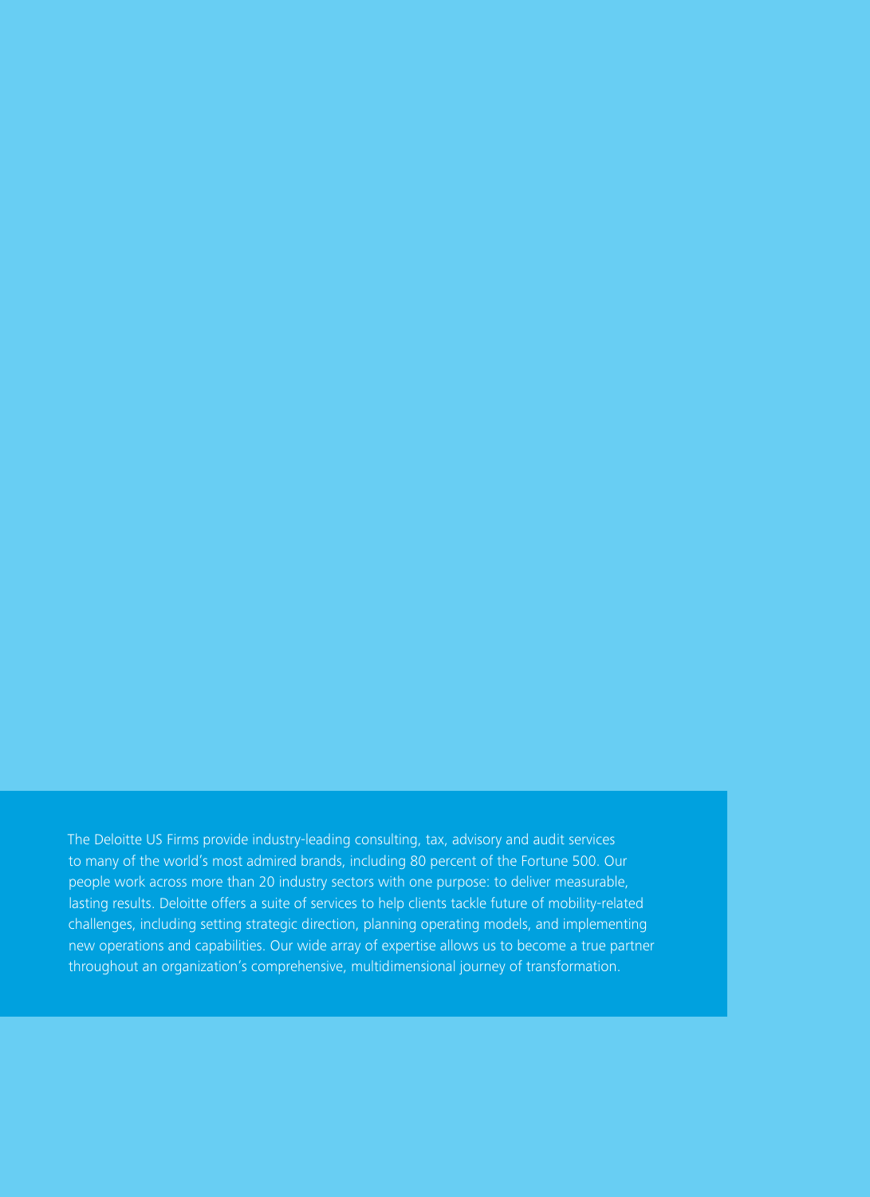The Deloitte US Firms provide industry-leading consulting, tax, advisory and audit services to many of the world's most admired brands, including 80 percent of the Fortune 500. Our people work across more than 20 industry sectors with one purpose: to deliver measurable, lasting results. Deloitte offers a suite of services to help clients tackle future of mobility-related challenges, including setting strategic direction, planning operating models, and implementing new operations and capabilities. Our wide array of expertise allows us to become a true partner throughout an organization's comprehensive, multidimensional journey of transformation.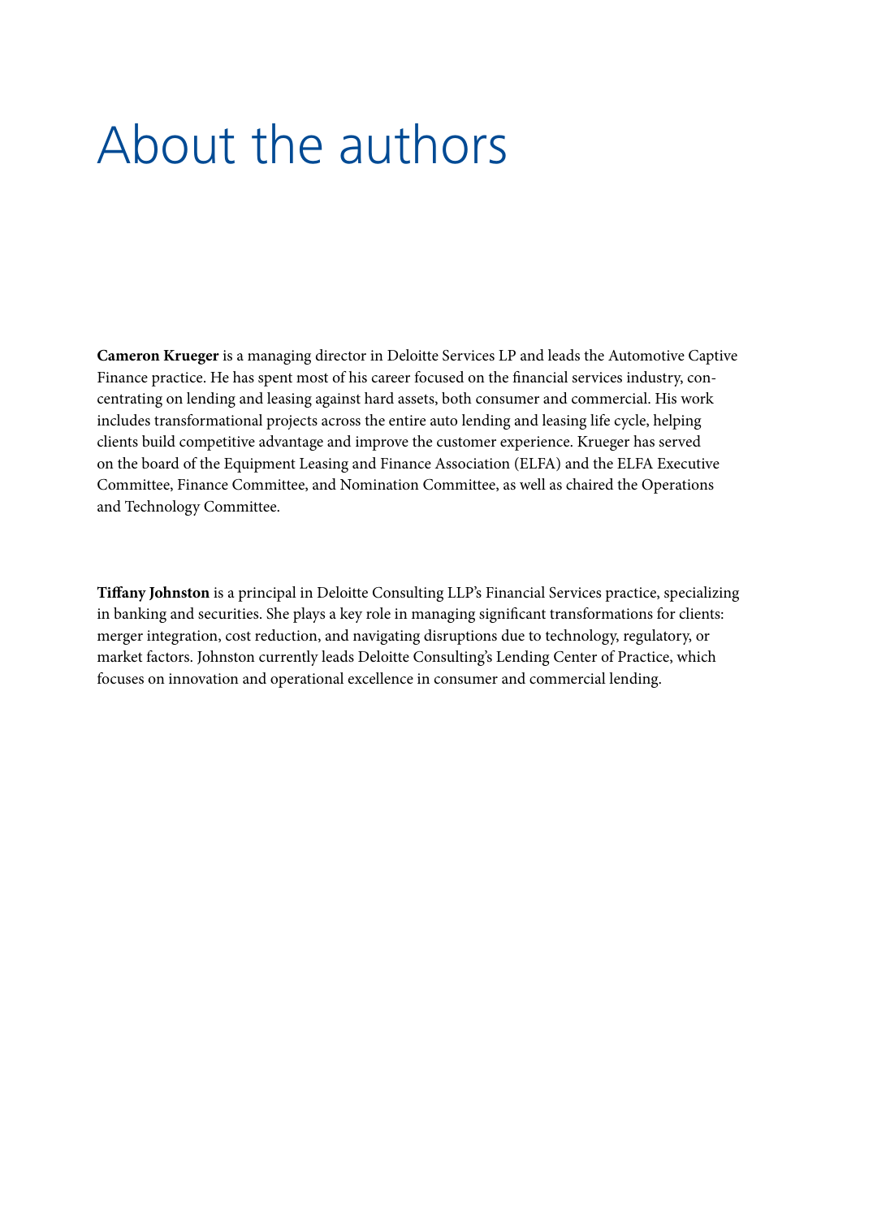# About the authors

**Cameron Krueger** is a managing director in Deloitte Services LP and leads the Automotive Captive Finance practice. He has spent most of his career focused on the financial services industry, concentrating on lending and leasing against hard assets, both consumer and commercial. His work includes transformational projects across the entire auto lending and leasing life cycle, helping clients build competitive advantage and improve the customer experience. Krueger has served on the board of the Equipment Leasing and Finance Association (ELFA) and the ELFA Executive Committee, Finance Committee, and Nomination Committee, as well as chaired the Operations and Technology Committee.

**Tiffany Johnston** is a principal in Deloitte Consulting LLP's Financial Services practice, specializing in banking and securities. She plays a key role in managing significant transformations for clients: merger integration, cost reduction, and navigating disruptions due to technology, regulatory, or market factors. Johnston currently leads Deloitte Consulting's Lending Center of Practice, which focuses on innovation and operational excellence in consumer and commercial lending.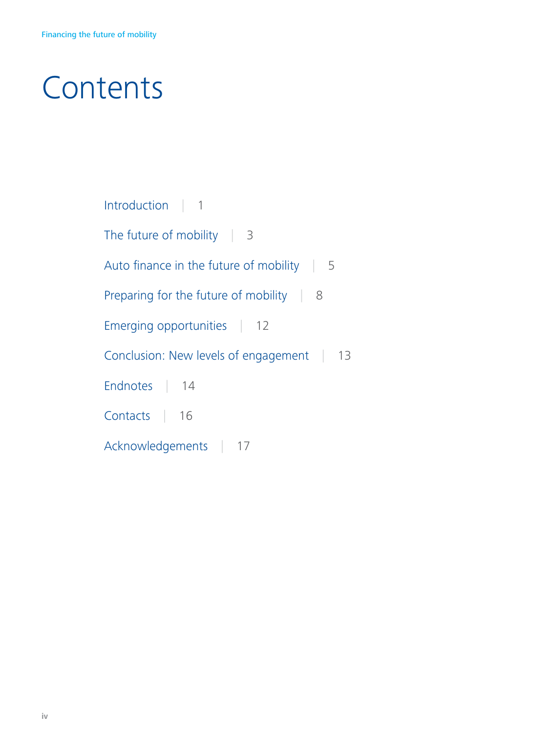# Contents

Introduction | 1

The future of mobility | 3

Auto finance in the future of mobility | 5

Preparing for the future of mobility | 8

Emerging opportunities | 12

Conclusion: New levels of engagement | 13

Endnotes | 14

Contacts | 16

Acknowledgements | 17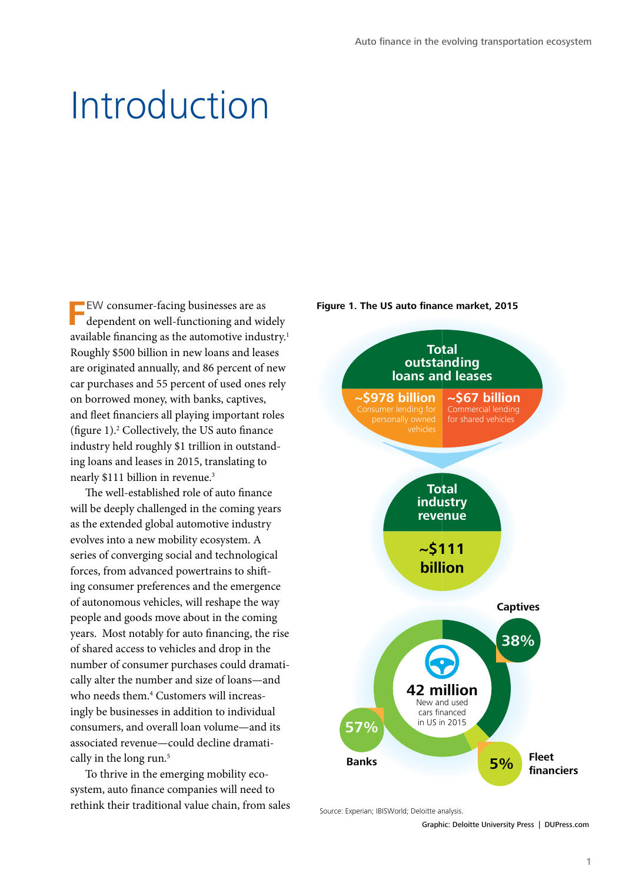# Introduction

FEW consumer-facing businesses are as dependent on well-functioning and widely available financing as the automotive industry.[1] Roughly $500 billion in new loans and leases are originated annually, and 86 percent of new car purchases and 55 percent of used ones rely on borrowed money, with banks, captives, and fleet financiers all playing important roles (figure 1).[2] Collectively, the US auto finance industry held roughly $1 trillion in outstanding loans and leases in 2015, translating to nearly $111 billion in revenue.[3]

The well-established role of auto finance will be deeply challenged in the coming years as the extended global automotive industry evolves into a new mobility ecosystem. A series of converging social and technological forces, from advanced powertrains to shifting consumer preferences and the emergence of autonomous vehicles, will reshape the way people and goods move about in the coming years. Most notably for auto financing, the rise of shared access to vehicles and drop in the number of consumer purchases could dramatically alter the number and size of loans—and who needs them.[4] Customers will increasingly be businesses in addition to individual consumers, and overall loan volume—and its associated revenue—could decline dramatically in the long run.[5]

To thrive in the emerging mobility ecosystem, auto finance companies will need to rethink their traditional value chain, from sales

**Figure 1. The US auto finance market, 2015**

Total outstanding loans and leases
- ~$978 billion — Consumer lending for personally owned vehicles
- ~$67 billion — Commercial lending for shared vehicles

Total industry revenue: ~$111 billion

42 million — New and used cars financed in US in 2015
- Captives: 38%
- Banks: 57%
- Fleet financiers: 5%

Source: Experian; IBISWorld; Deloitte analysis.

Graphic: Deloitte University Press | DUPress.com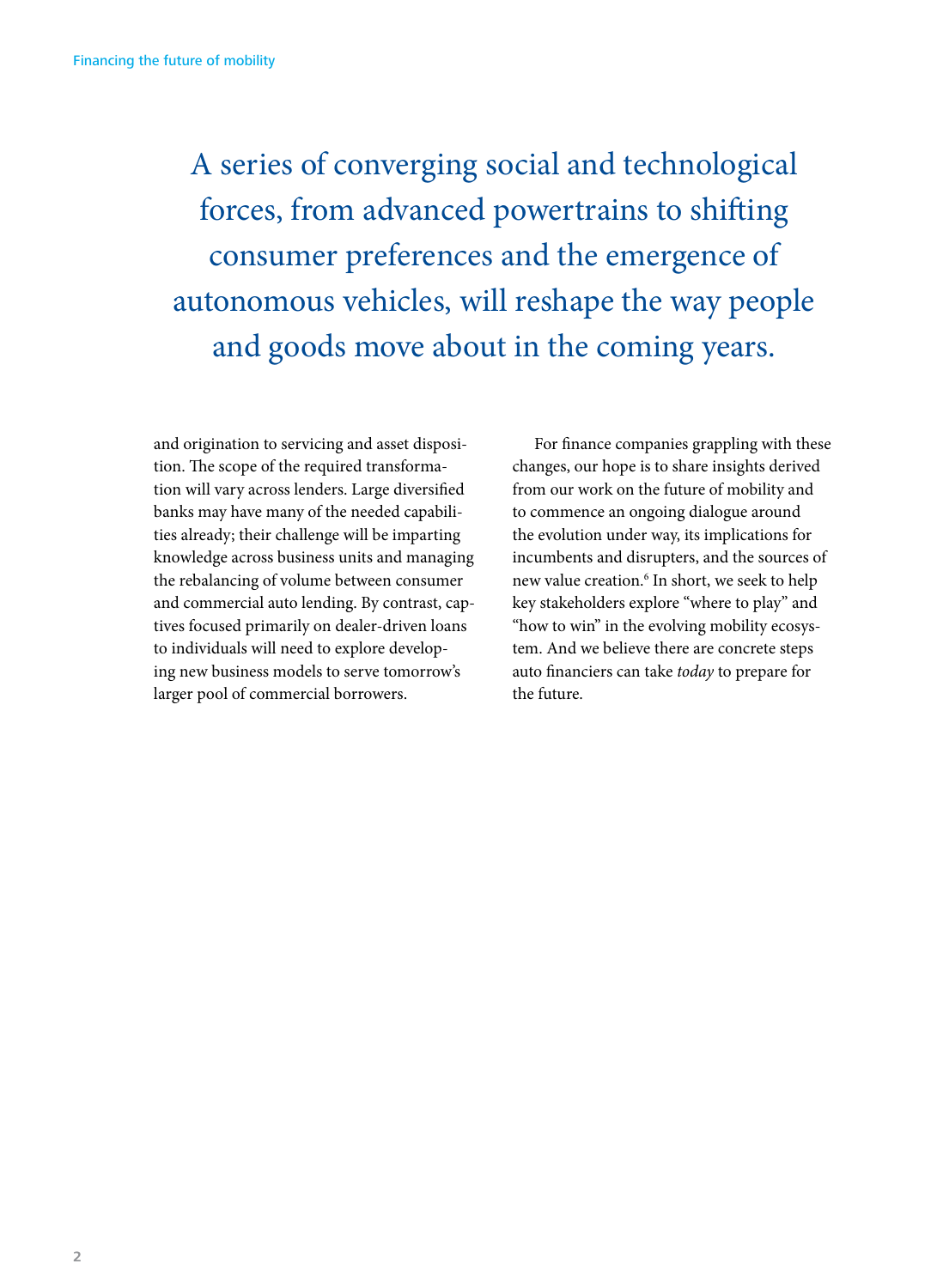> A series of converging social and technological forces, from advanced powertrains to shifting consumer preferences and the emergence of autonomous vehicles, will reshape the way people and goods move about in the coming years.

and origination to servicing and asset disposition. The scope of the required transformation will vary across lenders. Large diversified banks may have many of the needed capabilities already; their challenge will be imparting knowledge across business units and managing the rebalancing of volume between consumer and commercial auto lending. By contrast, captives focused primarily on dealer-driven loans to individuals will need to explore developing new business models to serve tomorrow's larger pool of commercial borrowers.

For finance companies grappling with these changes, our hope is to share insights derived from our work on the future of mobility and to commence an ongoing dialogue around the evolution under way, its implications for incumbents and disrupters, and the sources of new value creation.[6] In short, we seek to help key stakeholders explore "where to play" and "how to win" in the evolving mobility ecosystem. And we believe there are concrete steps auto financiers can take *today* to prepare for the future.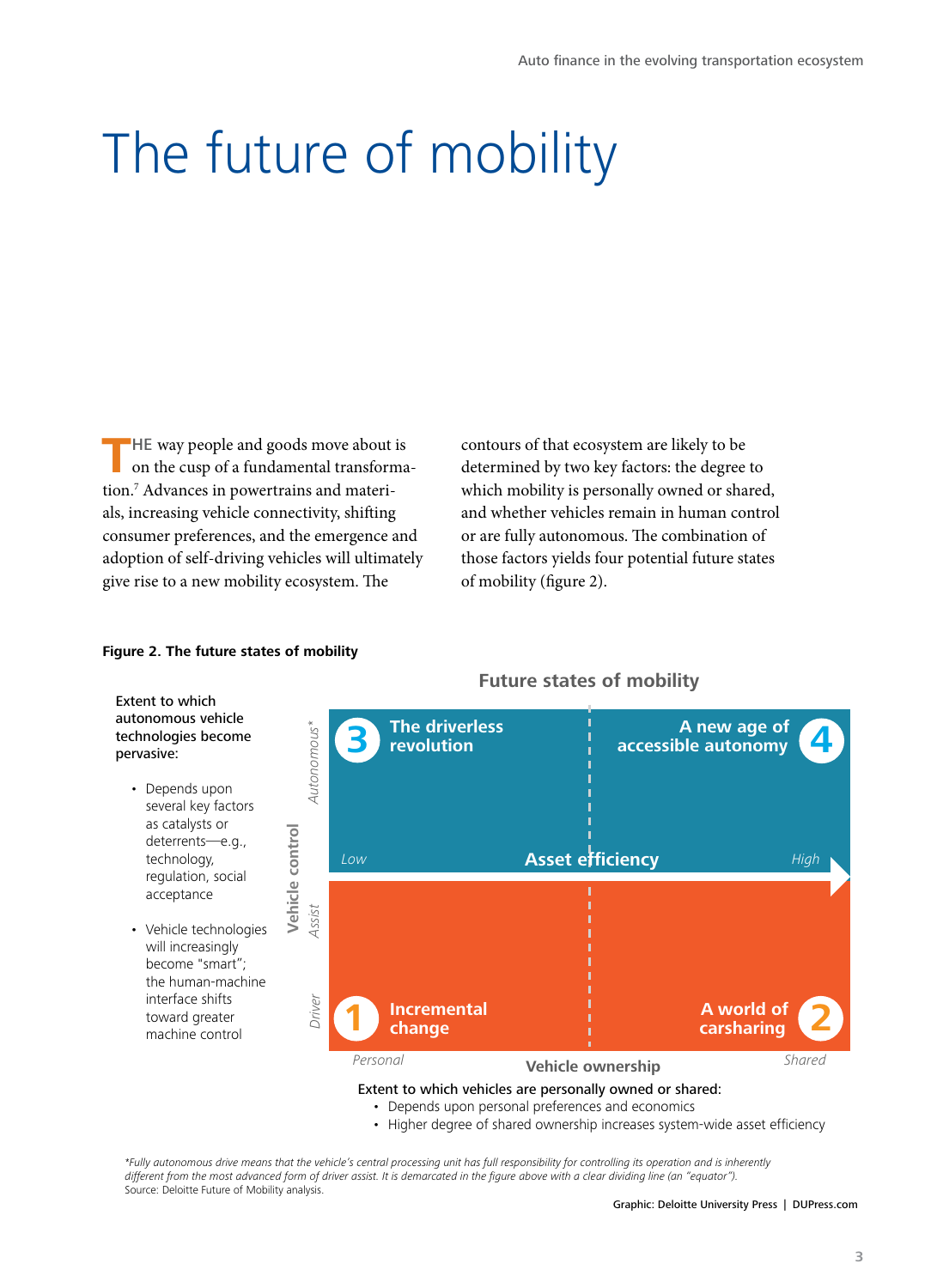# The future of mobility

THE way people and goods move about is on the cusp of a fundamental transformation.[7] Advances in powertrains and materials, increasing vehicle connectivity, shifting consumer preferences, and the emergence and adoption of self-driving vehicles will ultimately give rise to a new mobility ecosystem. The contours of that ecosystem are likely to be determined by two key factors: the degree to which mobility is personally owned or shared, and whether vehicles remain in human control or are fully autonomous. The combination of those factors yields four potential future states of mobility (figure 2).

**Figure 2. The future states of mobility**

**Future states of mobility**

Extent to which autonomous vehicle technologies become pervasive:

- Depends upon several key factors as catalysts or deterrents—e.g., technology, regulation, social acceptance
- Vehicle technologies will increasingly become "smart"; the human-machine interface shifts toward greater machine control

Vehicle control: *Driver* – *Assist* – *Autonomous**

Asset efficiency: *Low* – *High*

| | Personal | Shared |
|---|---|---|
| **Autonomous*** | 3 The driverless revolution | 4 A new age of accessible autonomy |
| **Driver / Assist** | 1 Incremental change | 2 A world of carsharing |

Vehicle ownership: *Personal* – *Shared*

Extent to which vehicles are personally owned or shared:

- Depends upon personal preferences and economics
- Higher degree of shared ownership increases system-wide asset efficiency

*Fully autonomous drive means that the vehicle's central processing unit has full responsibility for controlling its operation and is inherently different from the most advanced form of driver assist. It is demarcated in the figure above with a clear dividing line (an "equator").*

Source: Deloitte Future of Mobility analysis.

Graphic: Deloitte University Press | DUPress.com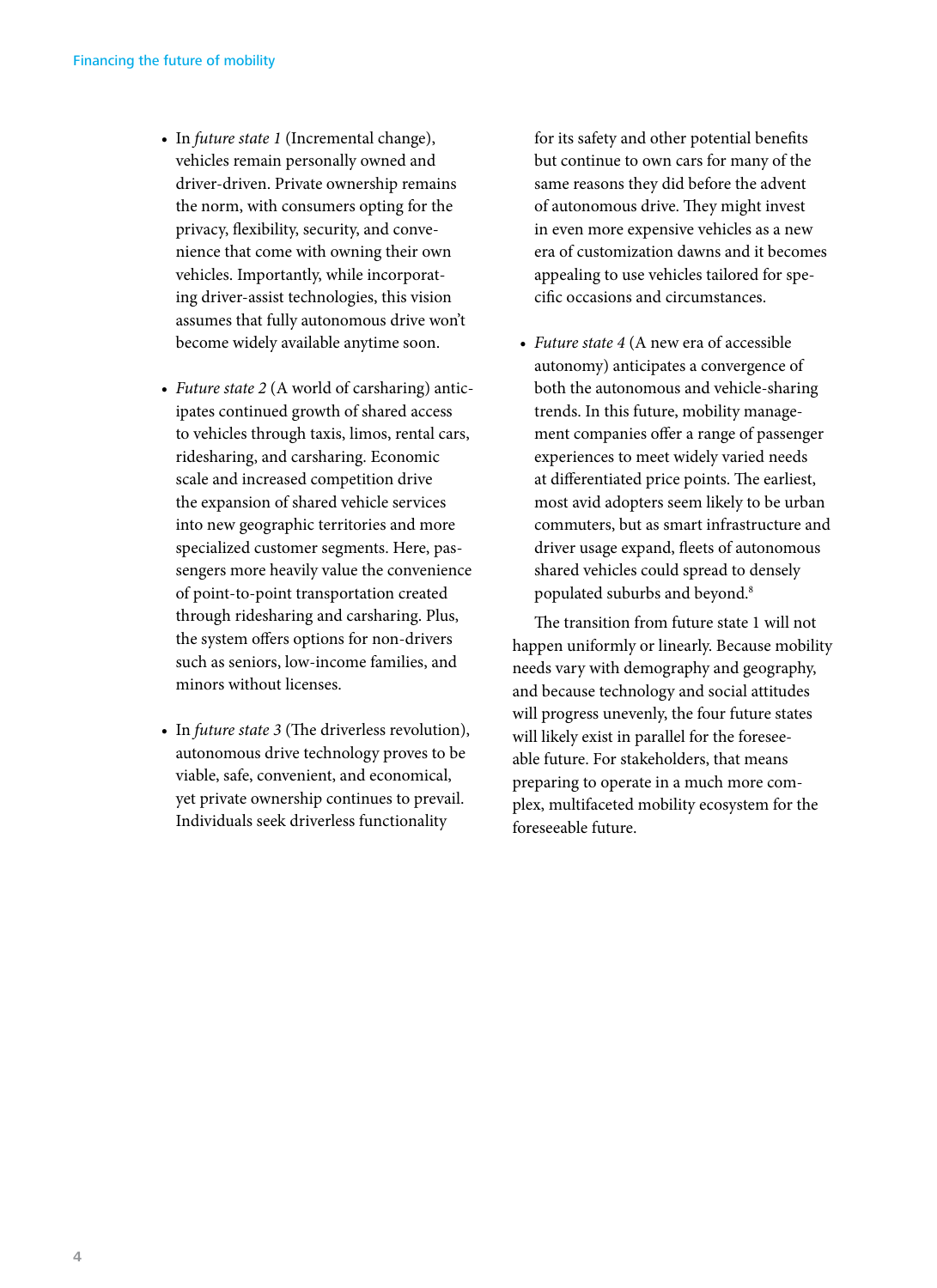- In *future state 1* (Incremental change), vehicles remain personally owned and driver-driven. Private ownership remains the norm, with consumers opting for the privacy, flexibility, security, and convenience that come with owning their own vehicles. Importantly, while incorporating driver-assist technologies, this vision assumes that fully autonomous drive won't become widely available anytime soon.

- *Future state 2* (A world of carsharing) anticipates continued growth of shared access to vehicles through taxis, limos, rental cars, ridesharing, and carsharing. Economic scale and increased competition drive the expansion of shared vehicle services into new geographic territories and more specialized customer segments. Here, passengers more heavily value the convenience of point-to-point transportation created through ridesharing and carsharing. Plus, the system offers options for non-drivers such as seniors, low-income families, and minors without licenses.

- In *future state 3* (The driverless revolution), autonomous drive technology proves to be viable, safe, convenient, and economical, yet private ownership continues to prevail. Individuals seek driverless functionality for its safety and other potential benefits but continue to own cars for many of the same reasons they did before the advent of autonomous drive. They might invest in even more expensive vehicles as a new era of customization dawns and it becomes appealing to use vehicles tailored for specific occasions and circumstances.

- *Future state 4* (A new era of accessible autonomy) anticipates a convergence of both the autonomous and vehicle-sharing trends. In this future, mobility management companies offer a range of passenger experiences to meet widely varied needs at differentiated price points. The earliest, most avid adopters seem likely to be urban commuters, but as smart infrastructure and driver usage expand, fleets of autonomous shared vehicles could spread to densely populated suburbs and beyond.[8]

The transition from future state 1 will not happen uniformly or linearly. Because mobility needs vary with demography and geography, and because technology and social attitudes will progress unevenly, the four future states will likely exist in parallel for the foreseeable future. For stakeholders, that means preparing to operate in a much more complex, multifaceted mobility ecosystem for the foreseeable future.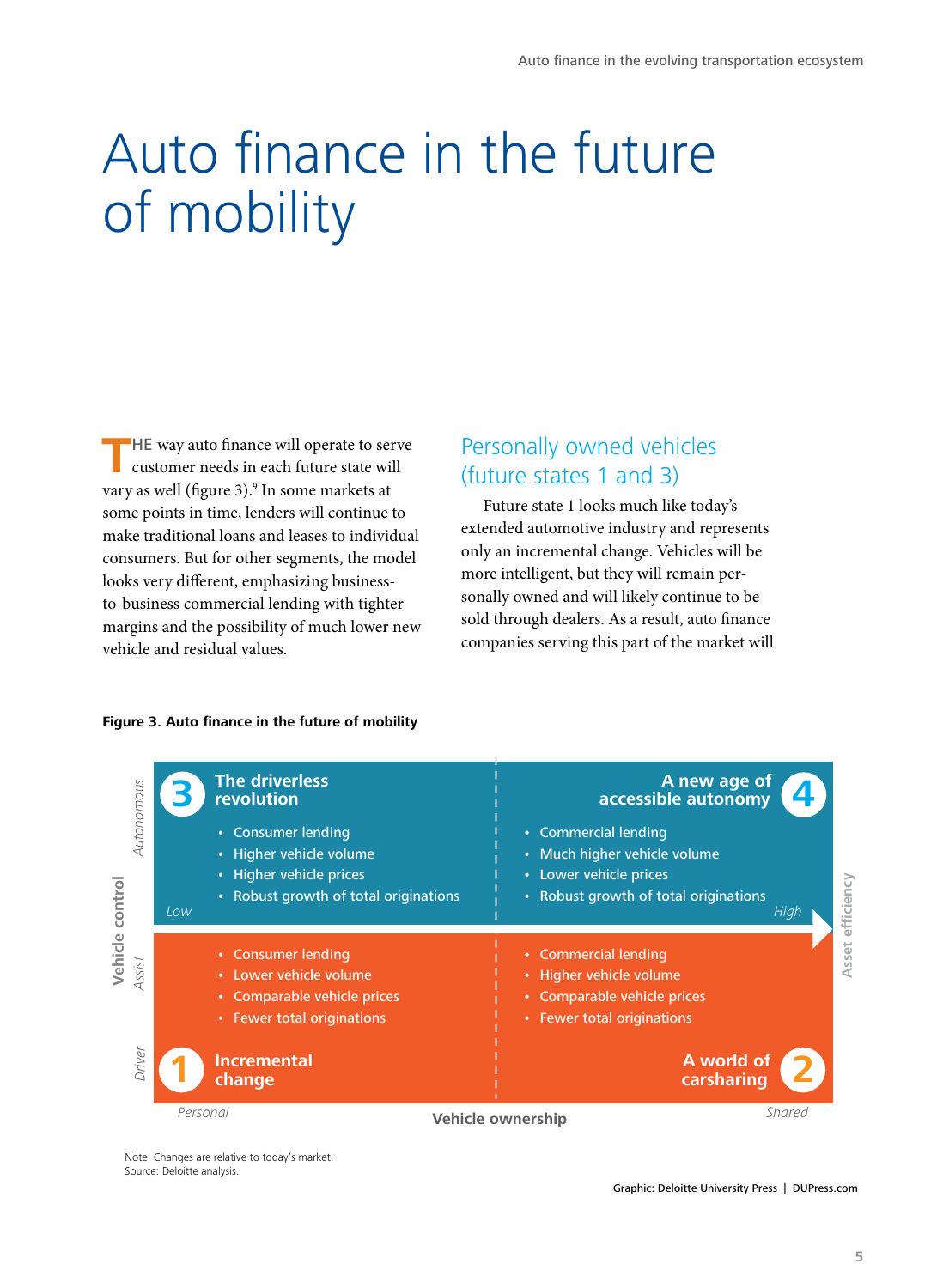# Auto finance in the future of mobility

THE way auto finance will operate to serve customer needs in each future state will vary as well (figure 3).[9] In some markets at some points in time, lenders will continue to make traditional loans and leases to individual consumers. But for other segments, the model looks very different, emphasizing business-to-business commercial lending with tighter margins and the possibility of much lower new vehicle and residual values.

## Personally owned vehicles (future states 1 and 3)

Future state 1 looks much like today's extended automotive industry and represents only an incremental change. Vehicles will be more intelligent, but they will remain personally owned and will likely continue to be sold through dealers. As a result, auto finance companies serving this part of the market will

**Figure 3. Auto finance in the future of mobility**

| Vehicle control \ Vehicle ownership | Personal (Low asset efficiency) | Shared (High asset efficiency) |
|---|---|---|
| Autonomous | **3 The driverless revolution**<br>• Consumer lending<br>• Higher vehicle volume<br>• Higher vehicle prices<br>• Robust growth of total originations | **4 A new age of accessible autonomy**<br>• Commercial lending<br>• Much higher vehicle volume<br>• Lower vehicle prices<br>• Robust growth of total originations |
| Driver / Assist | **1 Incremental change**<br>• Consumer lending<br>• Lower vehicle volume<br>• Comparable vehicle prices<br>• Fewer total originations | **2 A world of carsharing**<br>• Commercial lending<br>• Higher vehicle volume<br>• Comparable vehicle prices<br>• Fewer total originations |

Note: Changes are relative to today's market.
Source: Deloitte analysis.

Graphic: Deloitte University Press | DUPress.com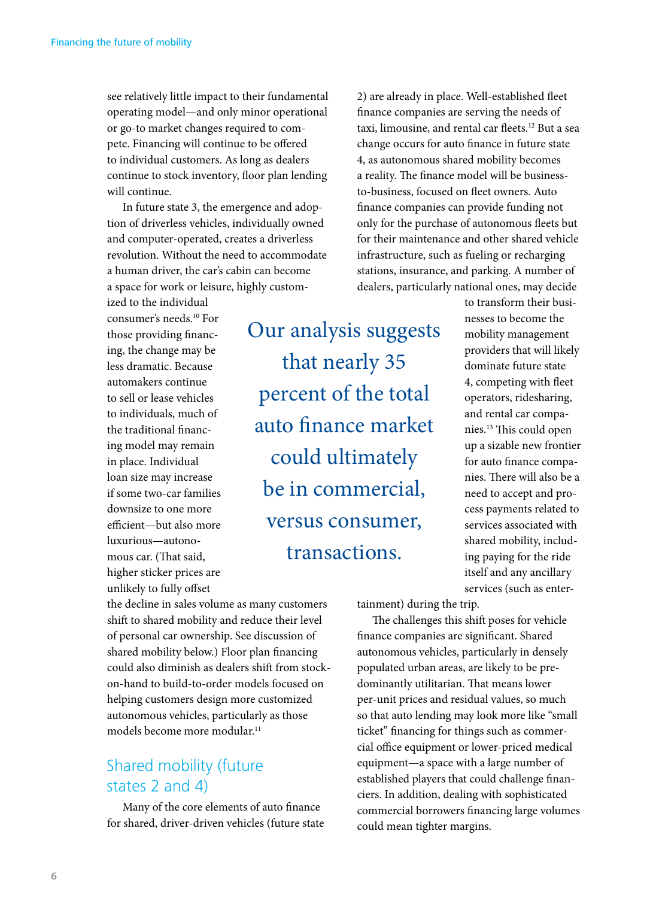see relatively little impact to their fundamental operating model—and only minor operational or go-to market changes required to compete. Financing will continue to be offered to individual customers. As long as dealers continue to stock inventory, floor plan lending will continue.

In future state 3, the emergence and adoption of driverless vehicles, individually owned and computer-operated, creates a driverless revolution. Without the need to accommodate a human driver, the car's cabin can become a space for work or leisure, highly customized to the individual consumer's needs.[10] For those providing financing, the change may be less dramatic. Because automakers continue to sell or lease vehicles to individuals, much of the traditional financing model may remain in place. Individual loan size may increase if some two-car families downsize to one more efficient—but also more luxurious—autonomous car. (That said, higher sticker prices are unlikely to fully offset the decline in sales volume as many customers shift to shared mobility and reduce their level of personal car ownership. See discussion of shared mobility below.) Floor plan financing could also diminish as dealers shift from stock-on-hand to build-to-order models focused on helping customers design more customized autonomous vehicles, particularly as those models become more modular.[11]

> Our analysis suggests that nearly 35 percent of the total auto finance market could ultimately be in commercial, versus consumer, transactions.

## Shared mobility (future states 2 and 4)

Many of the core elements of auto finance for shared, driver-driven vehicles (future state 2) are already in place. Well-established fleet finance companies are serving the needs of taxi, limousine, and rental car fleets.[12] But a sea change occurs for auto finance in future state 4, as autonomous shared mobility becomes a reality. The finance model will be business-to-business, focused on fleet owners. Auto finance companies can provide funding not only for the purchase of autonomous fleets but for their maintenance and other shared vehicle infrastructure, such as fueling or recharging stations, insurance, and parking. A number of dealers, particularly national ones, may decide to transform their businesses to become the mobility management providers that will likely dominate future state 4, competing with fleet operators, ridesharing, and rental car companies.[13] This could open up a sizable new frontier for auto finance companies. There will also be a need to accept and process payments related to services associated with shared mobility, including paying for the ride itself and any ancillary services (such as entertainment) during the trip.

The challenges this shift poses for vehicle finance companies are significant. Shared autonomous vehicles, particularly in densely populated urban areas, are likely to be predominantly utilitarian. That means lower per-unit prices and residual values, so much so that auto lending may look more like "small ticket" financing for things such as commercial office equipment or lower-priced medical equipment—a space with a large number of established players that could challenge financiers. In addition, dealing with sophisticated commercial borrowers financing large volumes could mean tighter margins.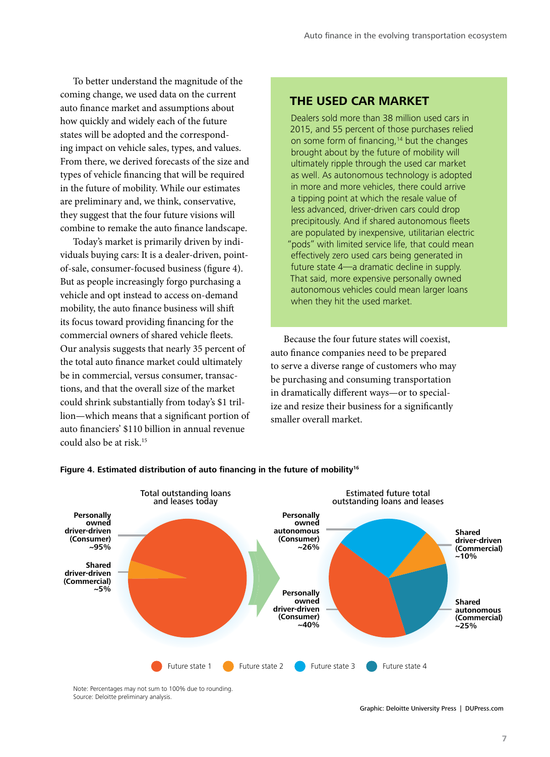To better understand the magnitude of the coming change, we used data on the current auto finance market and assumptions about how quickly and widely each of the future states will be adopted and the corresponding impact on vehicle sales, types, and values. From there, we derived forecasts of the size and types of vehicle financing that will be required in the future of mobility. While our estimates are preliminary and, we think, conservative, they suggest that the four future visions will combine to remake the auto finance landscape.

Today's market is primarily driven by individuals buying cars: It is a dealer-driven, point-of-sale, consumer-focused business (figure 4). But as people increasingly forgo purchasing a vehicle and opt instead to access on-demand mobility, the auto finance business will shift its focus toward providing financing for the commercial owners of shared vehicle fleets. Our analysis suggests that nearly 35 percent of the total auto finance market could ultimately be in commercial, versus consumer, transactions, and that the overall size of the market could shrink substantially from today's $1 trillion—which means that a significant portion of auto financiers' $110 billion in annual revenue could also be at risk.[15]

## THE USED CAR MARKET

Dealers sold more than 38 million used cars in 2015, and 55 percent of those purchases relied on some form of financing,[14] but the changes brought about by the future of mobility will ultimately ripple through the used car market as well. As autonomous technology is adopted in more and more vehicles, there could arrive a tipping point at which the resale value of less advanced, driver-driven cars could drop precipitously. And if shared autonomous fleets are populated by inexpensive, utilitarian electric "pods" with limited service life, that could mean effectively zero used cars being generated in future state 4—a dramatic decline in supply. That said, more expensive personally owned autonomous vehicles could mean larger loans when they hit the used market.

Because the four future states will coexist, auto finance companies need to be prepared to serve a diverse range of customers who may be purchasing and consuming transportation in dramatically different ways—or to specialize and resize their business for a significantly smaller overall market.

**Figure 4. Estimated distribution of auto financing in the future of mobility[16]**

Total outstanding loans and leases today:
- Personally owned driver-driven (Consumer) ~95%
- Shared driver-driven (Commercial) ~5%

Estimated future total outstanding loans and leases:
- Personally owned autonomous (Consumer) ~26%
- Shared driver-driven (Commercial) ~10%
- Shared autonomous (Commercial) ~25%
- Personally owned driver-driven (Consumer) ~40%

Future state 1 | Future state 2 | Future state 3 | Future state 4

Note: Percentages may not sum to 100% due to rounding.
Source: Deloitte preliminary analysis.

Graphic: Deloitte University Press | DUPress.com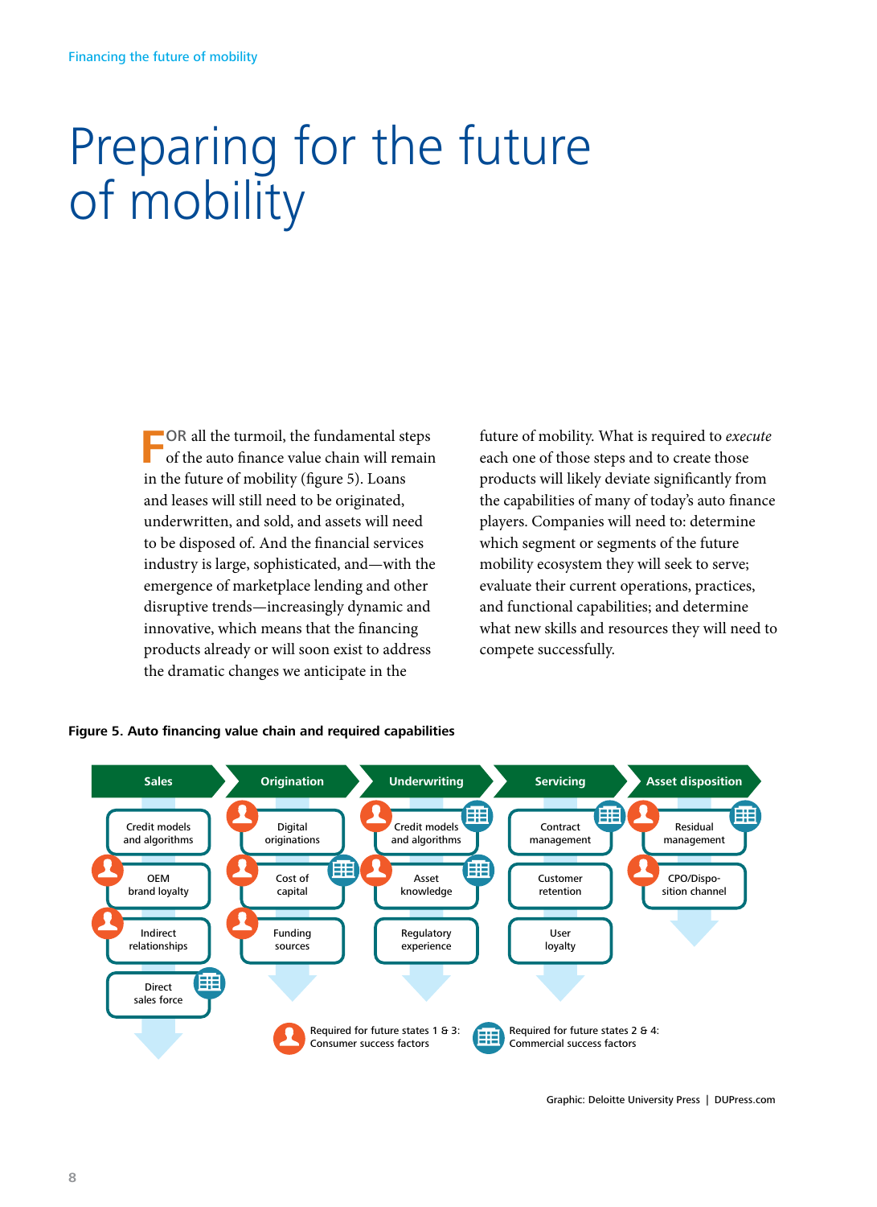# Preparing for the future of mobility

FOR all the turmoil, the fundamental steps of the auto finance value chain will remain in the future of mobility (figure 5). Loans and leases will still need to be originated, underwritten, and sold, and assets will need to be disposed of. And the financial services industry is large, sophisticated, and—with the emergence of marketplace lending and other disruptive trends—increasingly dynamic and innovative, which means that the financing products already or will soon exist to address the dramatic changes we anticipate in the future of mobility. What is required to *execute* each one of those steps and to create those products will likely deviate significantly from the capabilities of many of today's auto finance players. Companies will need to: determine which segment or segments of the future mobility ecosystem they will seek to serve; evaluate their current operations, practices, and functional capabilities; and determine what new skills and resources they will need to compete successfully.

**Figure 5. Auto financing value chain and required capabilities**

| Sales | Origination | Underwriting | Servicing | Asset disposition |
|---|---|---|---|---|
| Credit models and algorithms | Digital originations (●) | Credit models and algorithms (● ▦) | Contract management (▦) | Residual management (● ▦) |
| OEM brand loyalty (●) | Cost of capital (● ▦) | Asset knowledge (● ▦) | Customer retention | CPO/Disposition channel (●) |
| Indirect relationships (●) | Funding sources (●) | Regulatory experience | User loyalty | |
| Direct sales force (▦) | | | | |

● Required for future states 1 & 3: Consumer success factors

▦ Required for future states 2 & 4: Commercial success factors

Graphic: Deloitte University Press | DUPress.com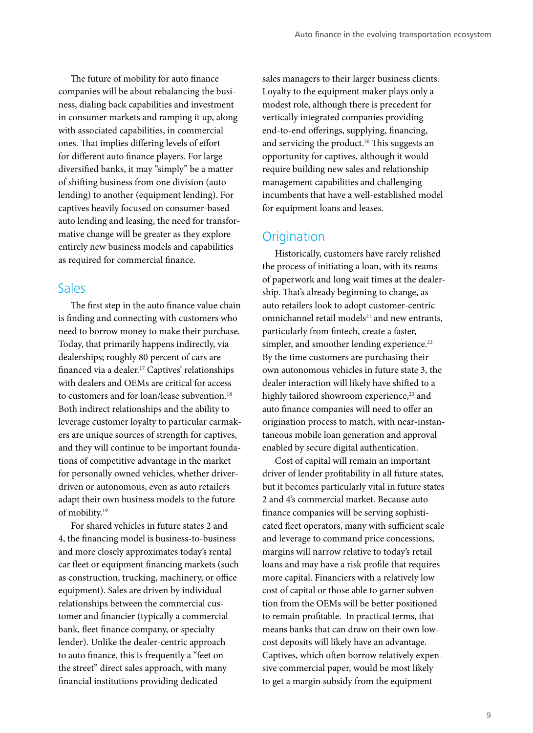The future of mobility for auto finance companies will be about rebalancing the business, dialing back capabilities and investment in consumer markets and ramping it up, along with associated capabilities, in commercial ones. That implies differing levels of effort for different auto finance players. For large diversified banks, it may "simply" be a matter of shifting business from one division (auto lending) to another (equipment lending). For captives heavily focused on consumer-based auto lending and leasing, the need for transformative change will be greater as they explore entirely new business models and capabilities as required for commercial finance.

## Sales

The first step in the auto finance value chain is finding and connecting with customers who need to borrow money to make their purchase. Today, that primarily happens indirectly, via dealerships; roughly 80 percent of cars are financed via a dealer.[17] Captives' relationships with dealers and OEMs are critical for access to customers and for loan/lease subvention.[18] Both indirect relationships and the ability to leverage customer loyalty to particular carmakers are unique sources of strength for captives, and they will continue to be important foundations of competitive advantage in the market for personally owned vehicles, whether driver-driven or autonomous, even as auto retailers adapt their own business models to the future of mobility.[19]

For shared vehicles in future states 2 and 4, the financing model is business-to-business and more closely approximates today's rental car fleet or equipment financing markets (such as construction, trucking, machinery, or office equipment). Sales are driven by individual relationships between the commercial customer and financier (typically a commercial bank, fleet finance company, or specialty lender). Unlike the dealer-centric approach to auto finance, this is frequently a "feet on the street" direct sales approach, with many financial institutions providing dedicated sales managers to their larger business clients. Loyalty to the equipment maker plays only a modest role, although there is precedent for vertically integrated companies providing end-to-end offerings, supplying, financing, and servicing the product.[20] This suggests an opportunity for captives, although it would require building new sales and relationship management capabilities and challenging incumbents that have a well-established model for equipment loans and leases.

## Origination

Historically, customers have rarely relished the process of initiating a loan, with its reams of paperwork and long wait times at the dealership. That's already beginning to change, as auto retailers look to adopt customer-centric omnichannel retail models[21] and new entrants, particularly from fintech, create a faster, simpler, and smoother lending experience.[22] By the time customers are purchasing their own autonomous vehicles in future state 3, the dealer interaction will likely have shifted to a highly tailored showroom experience,[23] and auto finance companies will need to offer an origination process to match, with near-instantaneous mobile loan generation and approval enabled by secure digital authentication.

Cost of capital will remain an important driver of lender profitability in all future states, but it becomes particularly vital in future states 2 and 4's commercial market. Because auto finance companies will be serving sophisticated fleet operators, many with sufficient scale and leverage to command price concessions, margins will narrow relative to today's retail loans and may have a risk profile that requires more capital. Financiers with a relatively low cost of capital or those able to garner subvention from the OEMs will be better positioned to remain profitable. In practical terms, that means banks that can draw on their own low-cost deposits will likely have an advantage. Captives, which often borrow relatively expensive commercial paper, would be most likely to get a margin subsidy from the equipment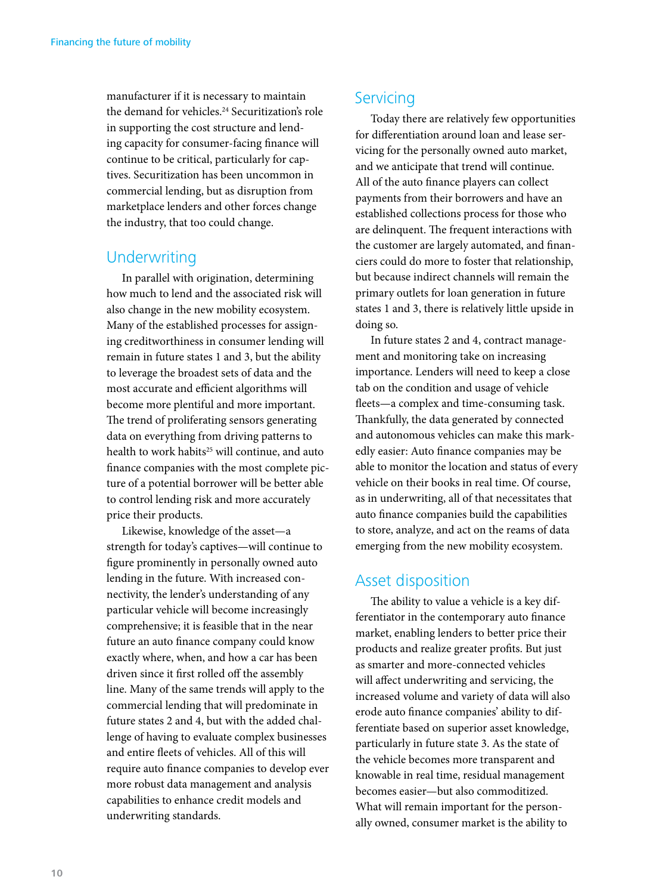manufacturer if it is necessary to maintain the demand for vehicles.[24] Securitization's role in supporting the cost structure and lending capacity for consumer-facing finance will continue to be critical, particularly for captives. Securitization has been uncommon in commercial lending, but as disruption from marketplace lenders and other forces change the industry, that too could change.

## Underwriting

In parallel with origination, determining how much to lend and the associated risk will also change in the new mobility ecosystem. Many of the established processes for assigning creditworthiness in consumer lending will remain in future states 1 and 3, but the ability to leverage the broadest sets of data and the most accurate and efficient algorithms will become more plentiful and more important. The trend of proliferating sensors generating data on everything from driving patterns to health to work habits[25] will continue, and auto finance companies with the most complete picture of a potential borrower will be better able to control lending risk and more accurately price their products.

Likewise, knowledge of the asset—a strength for today's captives—will continue to figure prominently in personally owned auto lending in the future. With increased connectivity, the lender's understanding of any particular vehicle will become increasingly comprehensive; it is feasible that in the near future an auto finance company could know exactly where, when, and how a car has been driven since it first rolled off the assembly line. Many of the same trends will apply to the commercial lending that will predominate in future states 2 and 4, but with the added challenge of having to evaluate complex businesses and entire fleets of vehicles. All of this will require auto finance companies to develop ever more robust data management and analysis capabilities to enhance credit models and underwriting standards.

## Servicing

Today there are relatively few opportunities for differentiation around loan and lease servicing for the personally owned auto market, and we anticipate that trend will continue. All of the auto finance players can collect payments from their borrowers and have an established collections process for those who are delinquent. The frequent interactions with the customer are largely automated, and financiers could do more to foster that relationship, but because indirect channels will remain the primary outlets for loan generation in future states 1 and 3, there is relatively little upside in doing so.

In future states 2 and 4, contract management and monitoring take on increasing importance. Lenders will need to keep a close tab on the condition and usage of vehicle fleets—a complex and time-consuming task. Thankfully, the data generated by connected and autonomous vehicles can make this markedly easier: Auto finance companies may be able to monitor the location and status of every vehicle on their books in real time. Of course, as in underwriting, all of that necessitates that auto finance companies build the capabilities to store, analyze, and act on the reams of data emerging from the new mobility ecosystem.

## Asset disposition

The ability to value a vehicle is a key differentiator in the contemporary auto finance market, enabling lenders to better price their products and realize greater profits. But just as smarter and more-connected vehicles will affect underwriting and servicing, the increased volume and variety of data will also erode auto finance companies' ability to differentiate based on superior asset knowledge, particularly in future state 3. As the state of the vehicle becomes more transparent and knowable in real time, residual management becomes easier—but also commoditized. What will remain important for the personally owned, consumer market is the ability to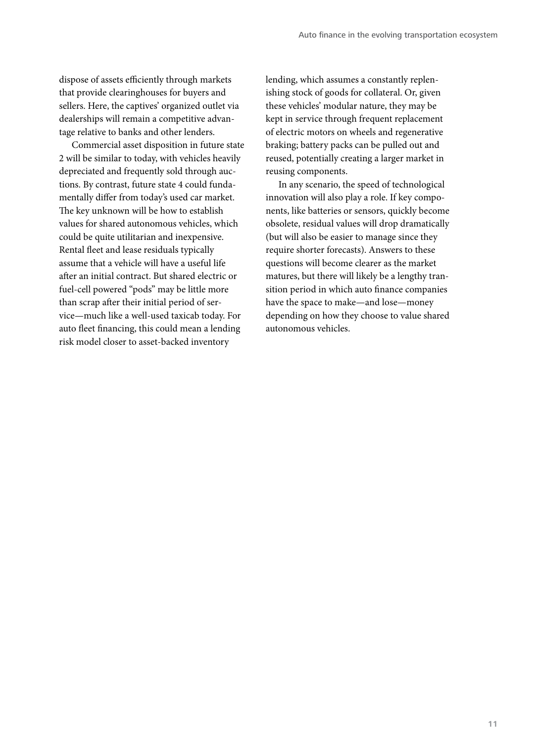dispose of assets efficiently through markets that provide clearinghouses for buyers and sellers. Here, the captives' organized outlet via dealerships will remain a competitive advantage relative to banks and other lenders.

Commercial asset disposition in future state 2 will be similar to today, with vehicles heavily depreciated and frequently sold through auctions. By contrast, future state 4 could fundamentally differ from today's used car market. The key unknown will be how to establish values for shared autonomous vehicles, which could be quite utilitarian and inexpensive. Rental fleet and lease residuals typically assume that a vehicle will have a useful life after an initial contract. But shared electric or fuel-cell powered "pods" may be little more than scrap after their initial period of service—much like a well-used taxicab today. For auto fleet financing, this could mean a lending risk model closer to asset-backed inventory lending, which assumes a constantly replenishing stock of goods for collateral. Or, given these vehicles' modular nature, they may be kept in service through frequent replacement of electric motors on wheels and regenerative braking; battery packs can be pulled out and reused, potentially creating a larger market in reusing components.

In any scenario, the speed of technological innovation will also play a role. If key components, like batteries or sensors, quickly become obsolete, residual values will drop dramatically (but will also be easier to manage since they require shorter forecasts). Answers to these questions will become clearer as the market matures, but there will likely be a lengthy transition period in which auto finance companies have the space to make—and lose—money depending on how they choose to value shared autonomous vehicles.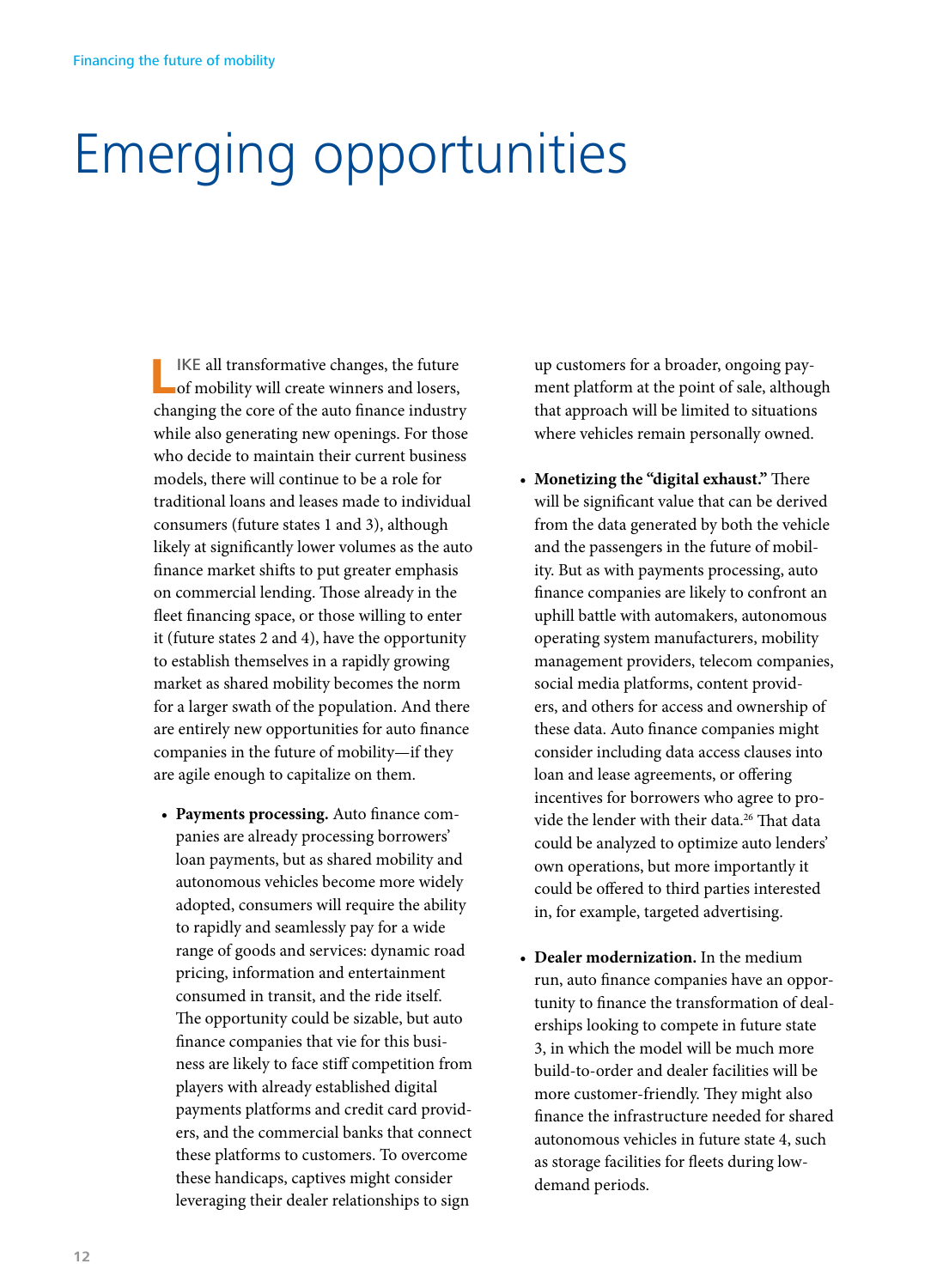# Emerging opportunities

LIKE all transformative changes, the future of mobility will create winners and losers, changing the core of the auto finance industry while also generating new openings. For those who decide to maintain their current business models, there will continue to be a role for traditional loans and leases made to individual consumers (future states 1 and 3), although likely at significantly lower volumes as the auto finance market shifts to put greater emphasis on commercial lending. Those already in the fleet financing space, or those willing to enter it (future states 2 and 4), have the opportunity to establish themselves in a rapidly growing market as shared mobility becomes the norm for a larger swath of the population. And there are entirely new opportunities for auto finance companies in the future of mobility—if they are agile enough to capitalize on them.

- **Payments processing.** Auto finance companies are already processing borrowers' loan payments, but as shared mobility and autonomous vehicles become more widely adopted, consumers will require the ability to rapidly and seamlessly pay for a wide range of goods and services: dynamic road pricing, information and entertainment consumed in transit, and the ride itself. The opportunity could be sizable, but auto finance companies that vie for this business are likely to face stiff competition from players with already established digital payments platforms and credit card providers, and the commercial banks that connect these platforms to customers. To overcome these handicaps, captives might consider leveraging their dealer relationships to sign up customers for a broader, ongoing payment platform at the point of sale, although that approach will be limited to situations where vehicles remain personally owned.

- **Monetizing the "digital exhaust."** There will be significant value that can be derived from the data generated by both the vehicle and the passengers in the future of mobility. But as with payments processing, auto finance companies are likely to confront an uphill battle with automakers, autonomous operating system manufacturers, mobility management providers, telecom companies, social media platforms, content providers, and others for access and ownership of these data. Auto finance companies might consider including data access clauses into loan and lease agreements, or offering incentives for borrowers who agree to provide the lender with their data.[26] That data could be analyzed to optimize auto lenders' own operations, but more importantly it could be offered to third parties interested in, for example, targeted advertising.

- **Dealer modernization.** In the medium run, auto finance companies have an opportunity to finance the transformation of dealerships looking to compete in future state 3, in which the model will be much more build-to-order and dealer facilities will be more customer-friendly. They might also finance the infrastructure needed for shared autonomous vehicles in future state 4, such as storage facilities for fleets during low-demand periods.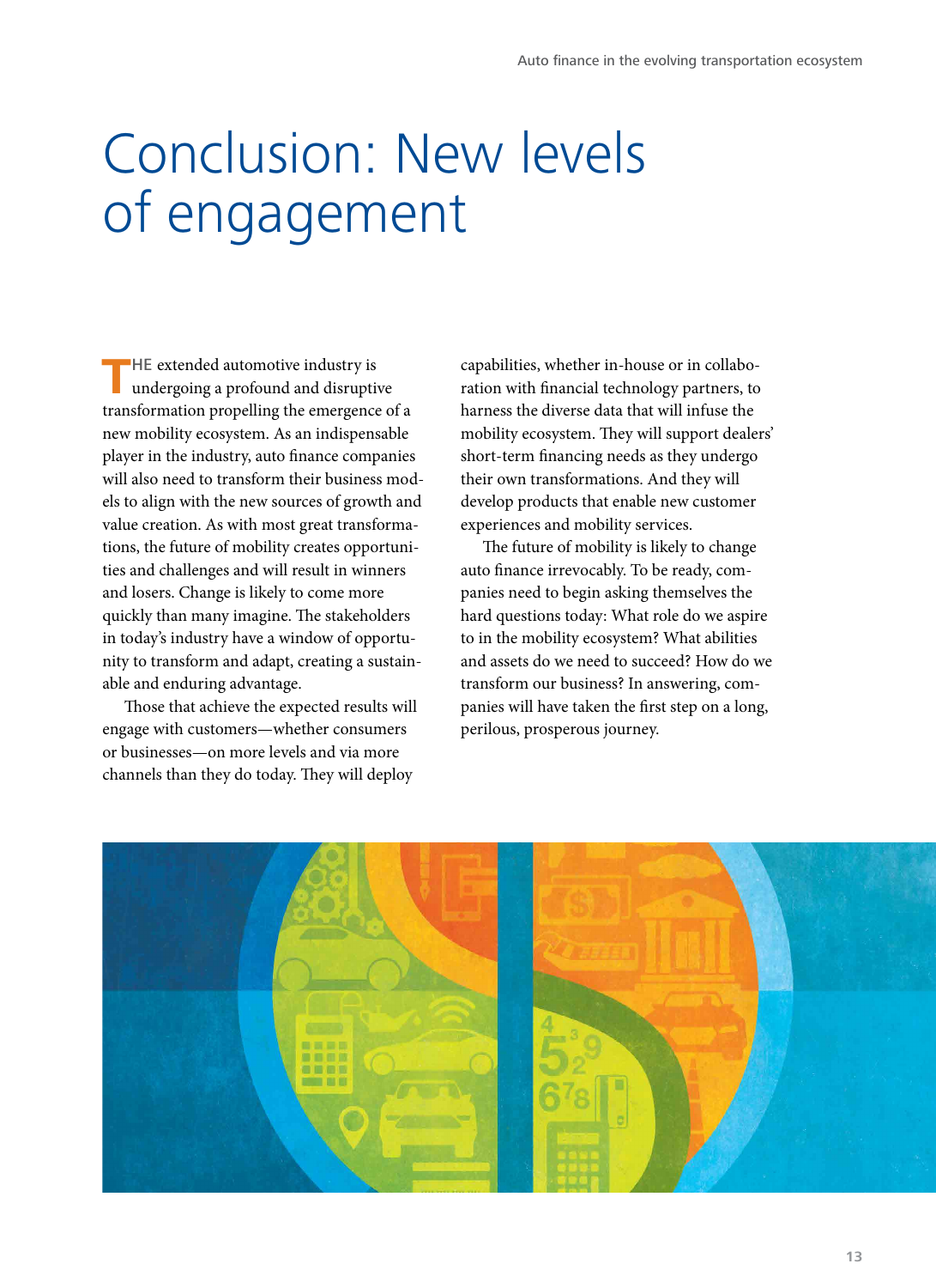# Conclusion: New levels of engagement

THE extended automotive industry is undergoing a profound and disruptive transformation propelling the emergence of a new mobility ecosystem. As an indispensable player in the industry, auto finance companies will also need to transform their business models to align with the new sources of growth and value creation. As with most great transformations, the future of mobility creates opportunities and challenges and will result in winners and losers. Change is likely to come more quickly than many imagine. The stakeholders in today's industry have a window of opportunity to transform and adapt, creating a sustainable and enduring advantage.

Those that achieve the expected results will engage with customers—whether consumers or businesses—on more levels and via more channels than they do today. They will deploy capabilities, whether in-house or in collaboration with financial technology partners, to harness the diverse data that will infuse the mobility ecosystem. They will support dealers' short-term financing needs as they undergo their own transformations. And they will develop products that enable new customer experiences and mobility services.

The future of mobility is likely to change auto finance irrevocably. To be ready, companies need to begin asking themselves the hard questions today: What role do we aspire to in the mobility ecosystem? What abilities and assets do we need to succeed? How do we transform our business? In answering, companies will have taken the first step on a long, perilous, prosperous journey.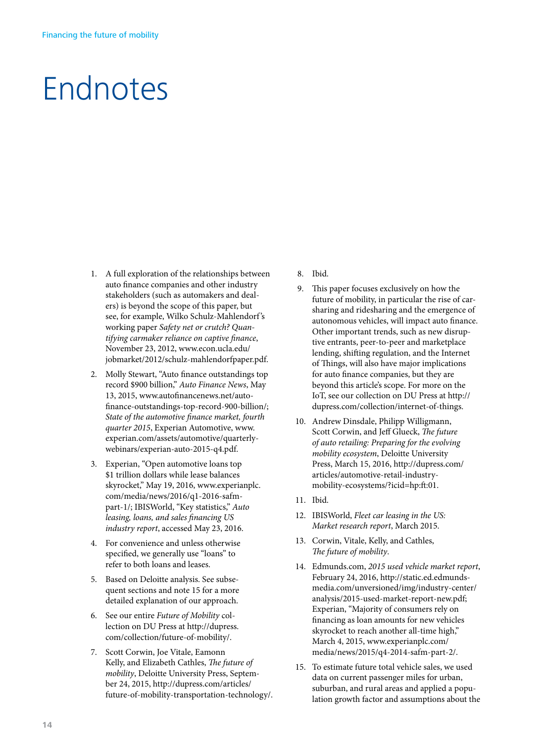# Endnotes

1. A full exploration of the relationships between auto finance companies and other industry stakeholders (such as automakers and dealers) is beyond the scope of this paper, but see, for example, Wilko Schulz-Mahlendorf's working paper *Safety net or crutch? Quantifying carmaker reliance on captive finance*, November 23, 2012, www.econ.ucla.edu/jobmarket/2012/schulz-mahlendorfpaper.pdf.
2. Molly Stewart, "Auto finance outstandings top record $900 billion," *Auto Finance News*, May 13, 2015, www.autofinancenews.net/auto-finance-outstandings-top-record-900-billion/; *State of the automotive finance market, fourth quarter 2015*, Experian Automotive, www.experian.com/assets/automotive/quarterly-webinars/experian-auto-2015-q4.pdf.
3. Experian, "Open automotive loans top $1 trillion dollars while lease balances skyrocket," May 19, 2016, www.experianplc.com/media/news/2016/q1-2016-safm-part-1/; IBISWorld, "Key statistics," *Auto leasing, loans, and sales financing US industry report*, accessed May 23, 2016.
4. For convenience and unless otherwise specified, we generally use "loans" to refer to both loans and leases.
5. Based on Deloitte analysis. See subsequent sections and note 15 for a more detailed explanation of our approach.
6. See our entire *Future of Mobility* collection on DU Press at http://dupress.com/collection/future-of-mobility/.
7. Scott Corwin, Joe Vitale, Eamonn Kelly, and Elizabeth Cathles, *The future of mobility*, Deloitte University Press, September 24, 2015, http://dupress.com/articles/future-of-mobility-transportation-technology/.
8. Ibid.
9. This paper focuses exclusively on how the future of mobility, in particular the rise of carsharing and ridesharing and the emergence of autonomous vehicles, will impact auto finance. Other important trends, such as new disruptive entrants, peer-to-peer and marketplace lending, shifting regulation, and the Internet of Things, will also have major implications for auto finance companies, but they are beyond this article's scope. For more on the IoT, see our collection on DU Press at http://dupress.com/collection/internet-of-things.
10. Andrew Dinsdale, Philipp Willigmann, Scott Corwin, and Jeff Glueck, *The future of auto retailing: Preparing for the evolving mobility ecosystem*, Deloitte University Press, March 15, 2016, http://dupress.com/articles/automotive-retail-industry-mobility-ecosystems/?icid=hp:ft:01.
11. Ibid.
12. IBISWorld, *Fleet car leasing in the US: Market research report*, March 2015.
13. Corwin, Vitale, Kelly, and Cathles, *The future of mobility*.
14. Edmunds.com, *2015 used vehicle market report*, February 24, 2016, http://static.ed.edmunds-media.com/unversioned/img/industry-center/analysis/2015-used-market-report-new.pdf; Experian, "Majority of consumers rely on financing as loan amounts for new vehicles skyrocket to reach another all-time high," March 4, 2015, www.experianplc.com/media/news/2015/q4-2014-safm-part-2/.
15. To estimate future total vehicle sales, we used data on current passenger miles for urban, suburban, and rural areas and applied a population growth factor and assumptions about the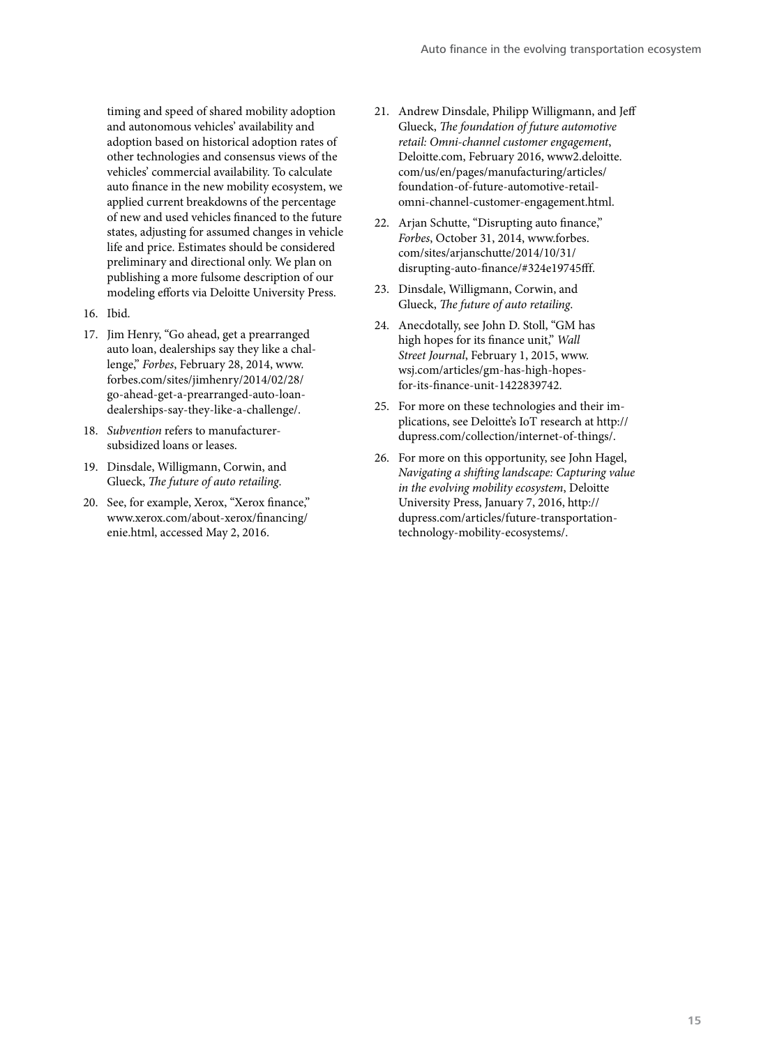timing and speed of shared mobility adoption and autonomous vehicles' availability and adoption based on historical adoption rates of other technologies and consensus views of the vehicles' commercial availability. To calculate auto finance in the new mobility ecosystem, we applied current breakdowns of the percentage of new and used vehicles financed to the future states, adjusting for assumed changes in vehicle life and price. Estimates should be considered preliminary and directional only. We plan on publishing a more fulsome description of our modeling efforts via Deloitte University Press.

16. Ibid.
17. Jim Henry, "Go ahead, get a prearranged auto loan, dealerships say they like a challenge," *Forbes*, February 28, 2014, www.forbes.com/sites/jimhenry/2014/02/28/go-ahead-get-a-prearranged-auto-loan-dealerships-say-they-like-a-challenge/.
18. *Subvention* refers to manufacturer-subsidized loans or leases.
19. Dinsdale, Willigmann, Corwin, and Glueck, *The future of auto retailing*.
20. See, for example, Xerox, "Xerox finance," www.xerox.com/about-xerox/financing/enie.html, accessed May 2, 2016.
21. Andrew Dinsdale, Philipp Willigmann, and Jeff Glueck, *The foundation of future automotive retail: Omni-channel customer engagement*, Deloitte.com, February 2016, www2.deloitte.com/us/en/pages/manufacturing/articles/foundation-of-future-automotive-retail-omni-channel-customer-engagement.html.
22. Arjan Schutte, "Disrupting auto finance," *Forbes*, October 31, 2014, www.forbes.com/sites/arjanschutte/2014/10/31/disrupting-auto-finance/#324e19745fff.
23. Dinsdale, Willigmann, Corwin, and Glueck, *The future of auto retailing*.
24. Anecdotally, see John D. Stoll, "GM has high hopes for its finance unit," *Wall Street Journal*, February 1, 2015, www.wsj.com/articles/gm-has-high-hopes-for-its-finance-unit-1422839742.
25. For more on these technologies and their implications, see Deloitte's IoT research at http://dupress.com/collection/internet-of-things/.
26. For more on this opportunity, see John Hagel, *Navigating a shifting landscape: Capturing value in the evolving mobility ecosystem*, Deloitte University Press, January 7, 2016, http://dupress.com/articles/future-transportation-technology-mobility-ecosystems/.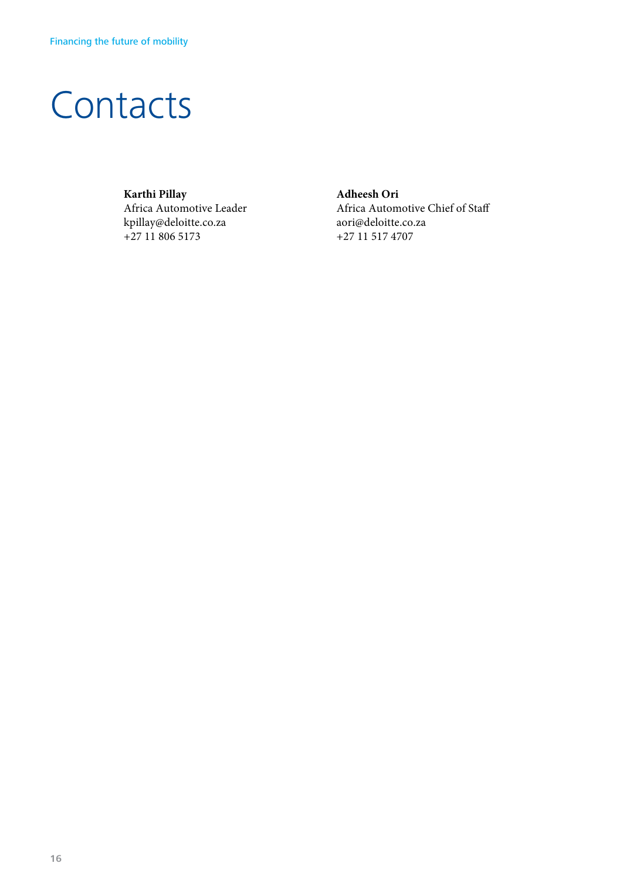# Contacts

**Karthi Pillay**
Africa Automotive Leader
kpillay@deloitte.co.za
+27 11 806 5173

**Adheesh Ori**
Africa Automotive Chief of Staff
aori@deloitte.co.za
+27 11 517 4707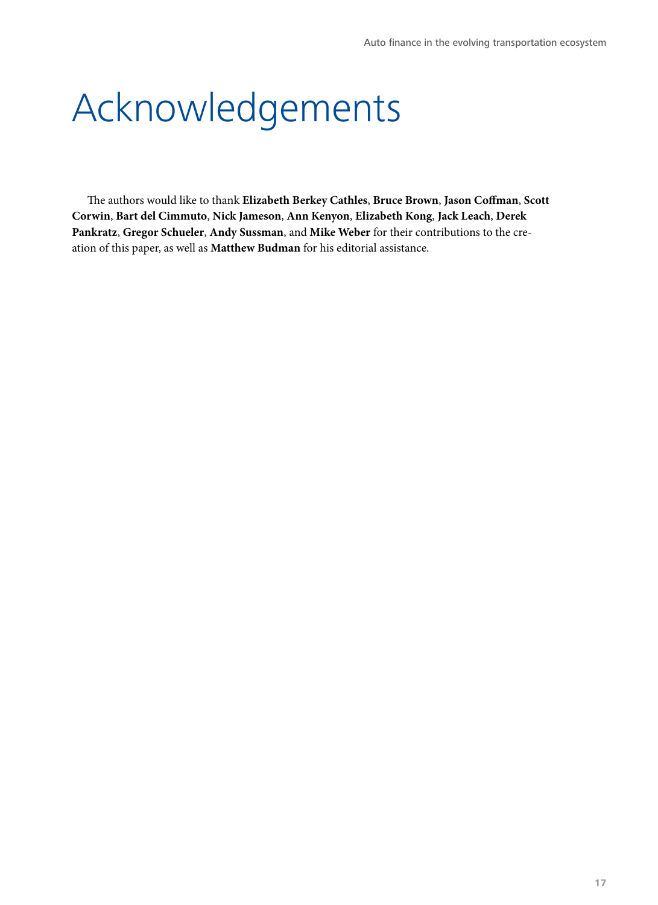# Acknowledgements

The authors would like to thank **Elizabeth Berkey Cathles**, **Bruce Brown**, **Jason Coffman**, **Scott Corwin**, **Bart del Cimmuto**, **Nick Jameson**, **Ann Kenyon**, **Elizabeth Kong**, **Jack Leach**, **Derek Pankratz**, **Gregor Schueler**, **Andy Sussman**, and **Mike Weber** for their contributions to the creation of this paper, as well as **Matthew Budman** for his editorial assistance.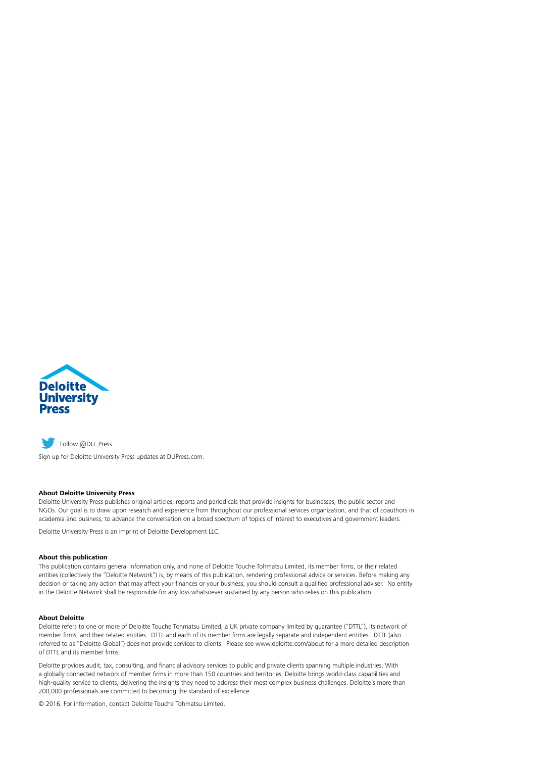Deloitte University Press

Follow @DU_Press

Sign up for Deloitte University Press updates at DUPress.com.

**About Deloitte University Press**

Deloitte University Press publishes original articles, reports and periodicals that provide insights for businesses, the public sector and NGOs. Our goal is to draw upon research and experience from throughout our professional services organization, and that of coauthors in academia and business, to advance the conversation on a broad spectrum of topics of interest to executives and government leaders.

Deloitte University Press is an imprint of Deloitte Development LLC.

**About this publication**

This publication contains general information only, and none of Deloitte Touche Tohmatsu Limited, its member firms, or their related entities (collectively the "Deloitte Network") is, by means of this publication, rendering professional advice or services. Before making any decision or taking any action that may affect your finances or your business, you should consult a qualified professional adviser. No entity in the Deloitte Network shall be responsible for any loss whatsoever sustained by any person who relies on this publication.

**About Deloitte**

Deloitte refers to one or more of Deloitte Touche Tohmatsu Limited, a UK private company limited by guarantee ("DTTL"), its network of member firms, and their related entities. DTTL and each of its member firms are legally separate and independent entities. DTTL (also referred to as "Deloitte Global") does not provide services to clients. Please see www.deloitte.com/about for a more detailed description of DTTL and its member firms.

Deloitte provides audit, tax, consulting, and financial advisory services to public and private clients spanning multiple industries. With a globally connected network of member firms in more than 150 countries and territories, Deloitte brings world-class capabilities and high-quality service to clients, delivering the insights they need to address their most complex business challenges. Deloitte's more than 200,000 professionals are committed to becoming the standard of excellence.

© 2016. For information, contact Deloitte Touche Tohmatsu Limited.